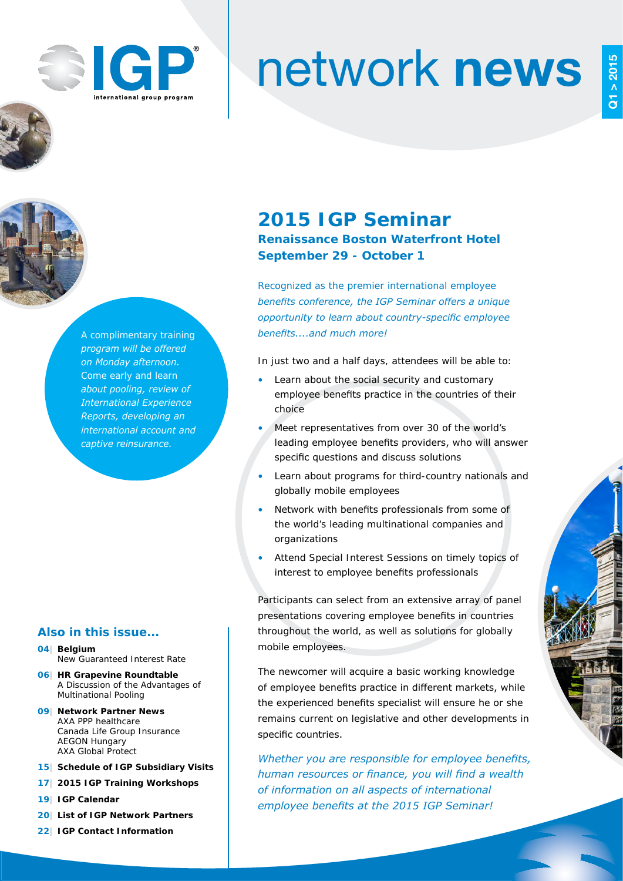# network news

Q1 > 2015

## 2015 IGP Seminar

### Renaissance Boston Waterfront Hotel
### September 29 - October 1

*Recognized as the premier international employee benefits conference, the IGP Seminar offers a unique opportunity to learn about country-specific employee benefits....and much more!*

In just two and a half days, attendees will be able to:

- Learn about the social security and customary employee benefits practice in the countries of their choice
- Meet representatives from over 30 of the world's leading employee benefits providers, who will answer specific questions and discuss solutions
- Learn about programs for third-country nationals and globally mobile employees
- Network with benefits professionals from some of the world's leading multinational companies and organizations
- Attend Special Interest Sessions on timely topics of interest to employee benefits professionals

Participants can select from an extensive array of panel presentations covering employee benefits in countries throughout the world, as well as solutions for globally mobile employees.

The newcomer will acquire a basic working knowledge of employee benefits practice in different markets, while the experienced benefits specialist will ensure he or she remains current on legislative and other developments in specific countries.

*Whether you are responsible for employee benefits, human resources or finance, you will find a wealth of information on all aspects of international employee benefits at the 2015 IGP Seminar!*

*A complimentary training program will be offered on Monday afternoon. Come early and learn about pooling, review of International Experience Reports, developing an international account and captive reinsurance.*

### Also in this issue...

- **04 | Belgium** New Guaranteed Interest Rate
- **06 | HR Grapevine Roundtable** A Discussion of the Advantages of Multinational Pooling
- **09 | Network Partner News** AXA PPP healthcare, Canada Life Group Insurance, AEGON Hungary, AXA Global Protect
- **15 | Schedule of IGP Subsidiary Visits**
- **17 | 2015 IGP Training Workshops**
- **19 | IGP Calendar**
- **20 | List of IGP Network Partners**
- **22 | IGP Contact Information**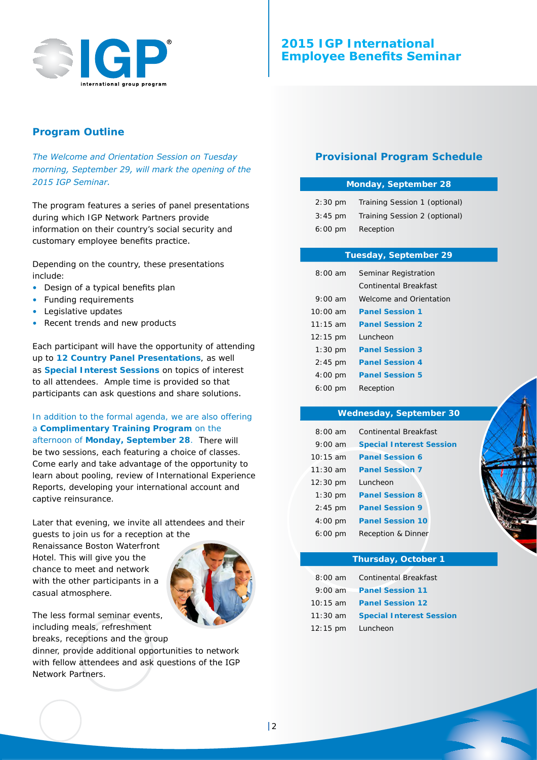# 2015 IGP International Employee Benefits Seminar

## Program Outline

*The Welcome and Orientation Session on Tuesday morning, September 29, will mark the opening of the 2015 IGP Seminar.*

The program features a series of panel presentations during which IGP Network Partners provide information on their country's social security and customary employee benefits practice.

Depending on the country, these presentations include:

- Design of a typical benefits plan
- Funding requirements
- Legislative updates
- Recent trends and new products

Each participant will have the opportunity of attending up to **12 Country Panel Presentations**, as well as **Special Interest Sessions** on topics of interest to all attendees. Ample time is provided so that participants can ask questions and share solutions.

In addition to the formal agenda, we are also offering a **Complimentary Training Program** on the afternoon of **Monday, September 28**. There will be two sessions, each featuring a choice of classes. Come early and take advantage of the opportunity to learn about pooling, review of International Experience Reports, developing your international account and captive reinsurance.

Later that evening, we invite all attendees and their guests to join us for a reception at the Renaissance Boston Waterfront Hotel. This will give you the chance to meet and network with the other participants in a casual atmosphere.

The less formal seminar events, including meals, refreshment breaks, receptions and the group dinner, provide additional opportunities to network with fellow attendees and ask questions of the IGP Network Partners.

## Provisional Program Schedule

| Monday, September 28 | |
|---|---|
| 2:30 pm | Training Session 1 (optional) |
| 3:45 pm | Training Session 2 (optional) |
| 6:00 pm | Reception |

| Tuesday, September 29 | |
|---|---|
| 8:00 am | Seminar Registration<br>Continental Breakfast |
| 9:00 am | Welcome and Orientation |
| 10:00 am | **Panel Session 1** |
| 11:15 am | **Panel Session 2** |
| 12:15 pm | Luncheon |
| 1:30 pm | **Panel Session 3** |
| 2:45 pm | **Panel Session 4** |
| 4:00 pm | **Panel Session 5** |
| 6:00 pm | Reception |

| Wednesday, September 30 | |
|---|---|
| 8:00 am | Continental Breakfast |
| 9:00 am | **Special Interest Session** |
| 10:15 am | **Panel Session 6** |
| 11:30 am | **Panel Session 7** |
| 12:30 pm | Luncheon |
| 1:30 pm | **Panel Session 8** |
| 2:45 pm | **Panel Session 9** |
| 4:00 pm | **Panel Session 10** |
| 6:00 pm | Reception & Dinner |

| Thursday, October 1 | |
|---|---|
| 8:00 am | Continental Breakfast |
| 9:00 am | **Panel Session 11** |
| 10:15 am | **Panel Session 12** |
| 11:30 am | **Special Interest Session** |
| 12:15 pm | Luncheon |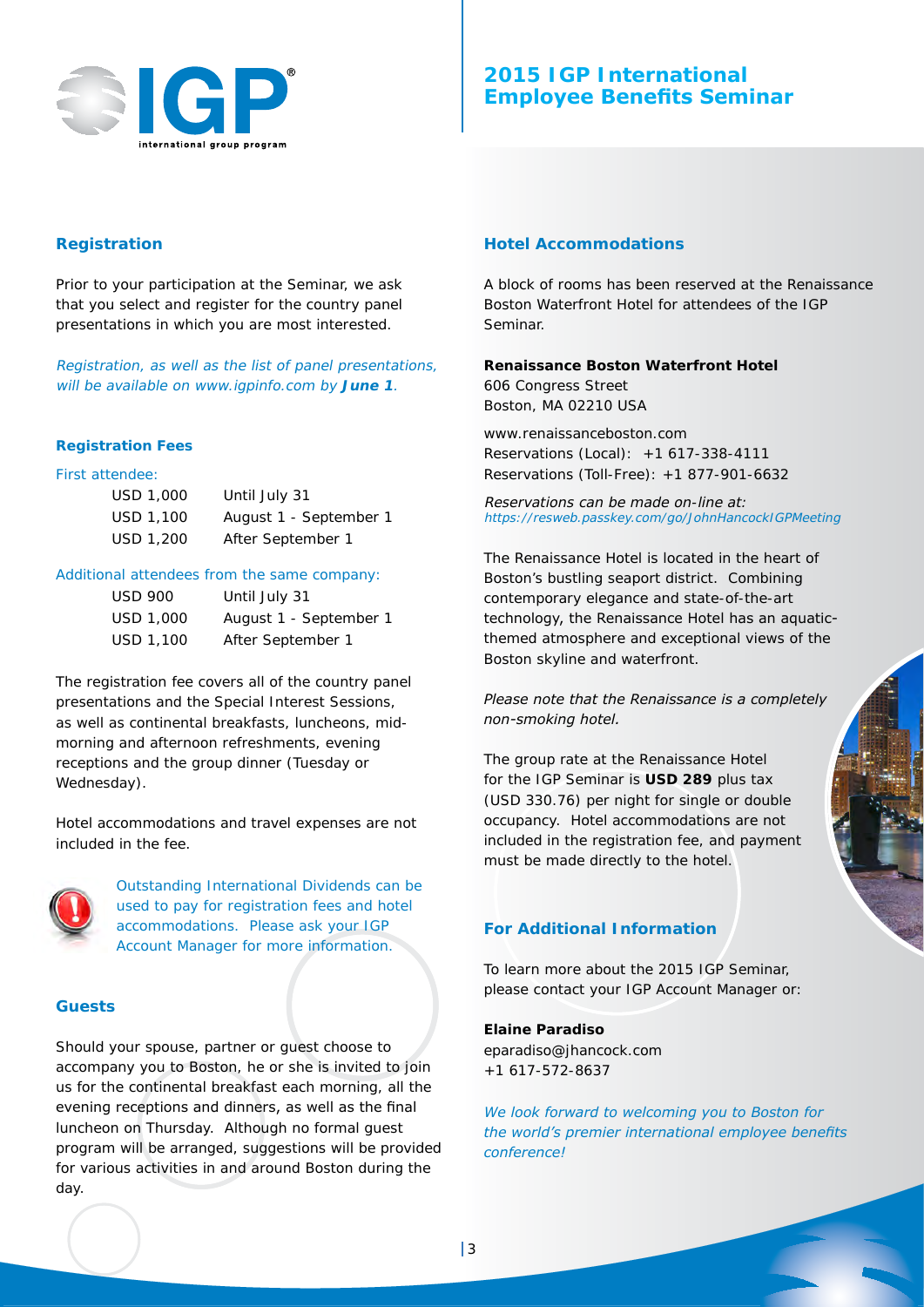# 2015 IGP International Employee Benefits Seminar

## Registration

Prior to your participation at the Seminar, we ask that you select and register for the country panel presentations in which you are most interested.

*Registration, as well as the list of panel presentations, will be available on www.igpinfo.com by* ***June 1****.*

### Registration Fees

First attendee:

| | |
|---|---|
| USD 1,000 | Until July 31 |
| USD 1,100 | August 1 - September 1 |
| USD 1,200 | After September 1 |

Additional attendees from the same company:

| | |
|---|---|
| USD 900 | Until July 31 |
| USD 1,000 | August 1 - September 1 |
| USD 1,100 | After September 1 |

The registration fee covers all of the country panel presentations and the Special Interest Sessions, as well as continental breakfasts, luncheons, mid-morning and afternoon refreshments, evening receptions and the group dinner (Tuesday or Wednesday).

Hotel accommodations and travel expenses are not included in the fee.

Outstanding International Dividends can be used to pay for registration fees and hotel accommodations. Please ask your IGP Account Manager for more information.

## Guests

Should your spouse, partner or guest choose to accompany you to Boston, he or she is invited to join us for the continental breakfast each morning, all the evening receptions and dinners, as well as the final luncheon on Thursday. Although no formal guest program will be arranged, suggestions will be provided for various activities in and around Boston during the day.

## Hotel Accommodations

A block of rooms has been reserved at the Renaissance Boston Waterfront Hotel for attendees of the IGP Seminar.

**Renaissance Boston Waterfront Hotel**
606 Congress Street
Boston, MA 02210 USA

www.renaissanceboston.com
Reservations (Local): +1 617-338-4111
Reservations (Toll-Free): +1 877-901-6632

*Reservations can be made on-line at:*
*https://resweb.passkey.com/go/JohnHancockIGPMeeting*

The Renaissance Hotel is located in the heart of Boston's bustling seaport district. Combining contemporary elegance and state-of-the-art technology, the Renaissance Hotel has an aquatic-themed atmosphere and exceptional views of the Boston skyline and waterfront.

*Please note that the Renaissance is a completely non-smoking hotel.*

The group rate at the Renaissance Hotel for the IGP Seminar is **USD 289** plus tax (USD 330.76) per night for single or double occupancy. Hotel accommodations are not included in the registration fee, and payment must be made directly to the hotel.

## For Additional Information

To learn more about the 2015 IGP Seminar, please contact your IGP Account Manager or:

**Elaine Paradiso**
eparadiso@jhancock.com
+1 617-572-8637

*We look forward to welcoming you to Boston for the world's premier international employee benefits conference!*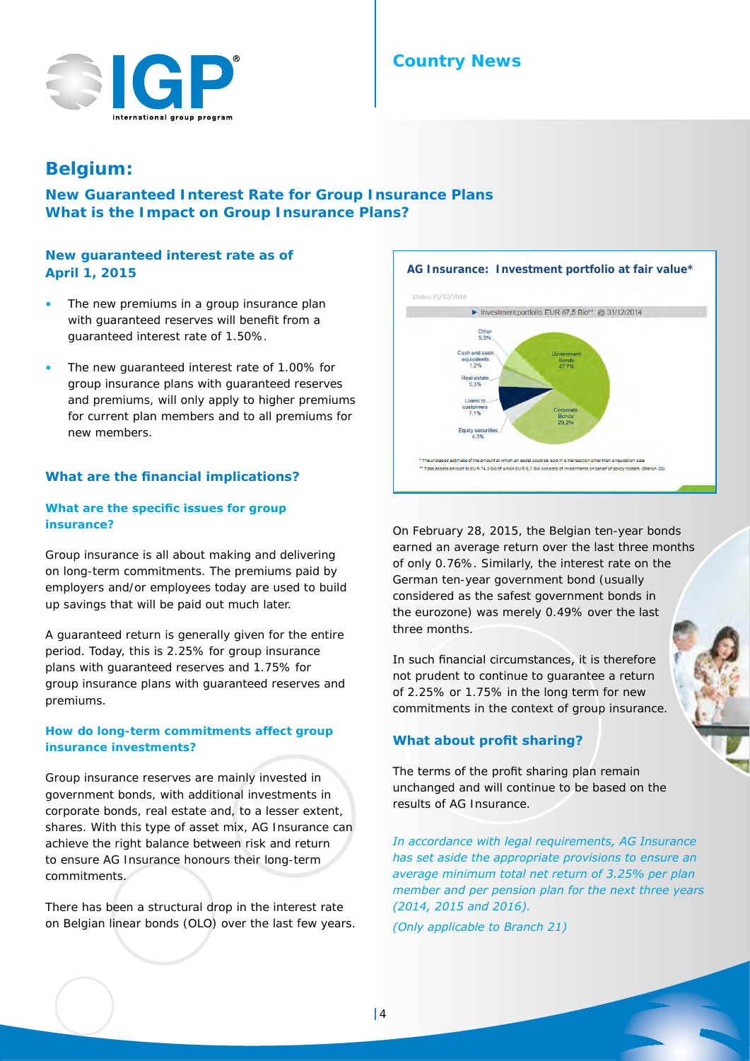# Belgium:

## New Guaranteed Interest Rate for Group Insurance Plans
## What is the Impact on Group Insurance Plans?

### New guaranteed interest rate as of April 1, 2015

- The new premiums in a group insurance plan with guaranteed reserves will benefit from a guaranteed interest rate of 1.50%.
- The new guaranteed interest rate of 1.00% for group insurance plans with guaranteed reserves and premiums, will only apply to higher premiums for current plan members and to all premiums for new members.

### What are the financial implications?

#### What are the specific issues for group insurance?

Group insurance is all about making and delivering on long-term commitments. The premiums paid by employers and/or employees today are used to build up savings that will be paid out much later.

A guaranteed return is generally given for the entire period. Today, this is 2.25% for group insurance plans with guaranteed reserves and 1.75% for group insurance plans with guaranteed reserves and premiums.

#### How do long-term commitments affect group insurance investments?

Group insurance reserves are mainly invested in government bonds, with additional investments in corporate bonds, real estate and, to a lesser extent, shares. With this type of asset mix, AG Insurance can achieve the right balance between risk and return to ensure AG Insurance honours their long-term commitments.

There has been a structural drop in the interest rate on Belgian linear bonds (OLO) over the last few years.

**AG Insurance: Investment portfolio at fair value***

Status 31/12/2014

Investment portfolio EUR 67,5 Bio** @ 31/12/2014

| Asset class | Share |
|---|---|
| Government Bonds | 47,7% |
| Corporate Bonds | 29,2% |
| Equity securities | 4,3% |
| Loans to customers | 7,1% |
| Real estate | 5,3% |
| Cash and cash equivalents | 1,2% |
| Other | 5,3% |

\* The unbiased estimate of the amount at which an asset could be sold in a transaction other than a liquidation sale

\*\* Total assets amount to EUR 74,3 Bio of which EUR 6,7 Bio consists of investments on behalf of policy holders (Branch 23)

On February 28, 2015, the Belgian ten-year bonds earned an average return over the last three months of only 0.76%. Similarly, the interest rate on the German ten-year government bond (usually considered as the safest government bonds in the eurozone) was merely 0.49% over the last three months.

In such financial circumstances, it is therefore not prudent to continue to guarantee a return of 2.25% or 1.75% in the long term for new commitments in the context of group insurance.

### What about profit sharing?

The terms of the profit sharing plan remain unchanged and will continue to be based on the results of AG Insurance.

*In accordance with legal requirements, AG Insurance has set aside the appropriate provisions to ensure an average minimum total net return of 3.25% per plan member and per pension plan for the next three years (2014, 2015 and 2016).*

*(Only applicable to Branch 21)*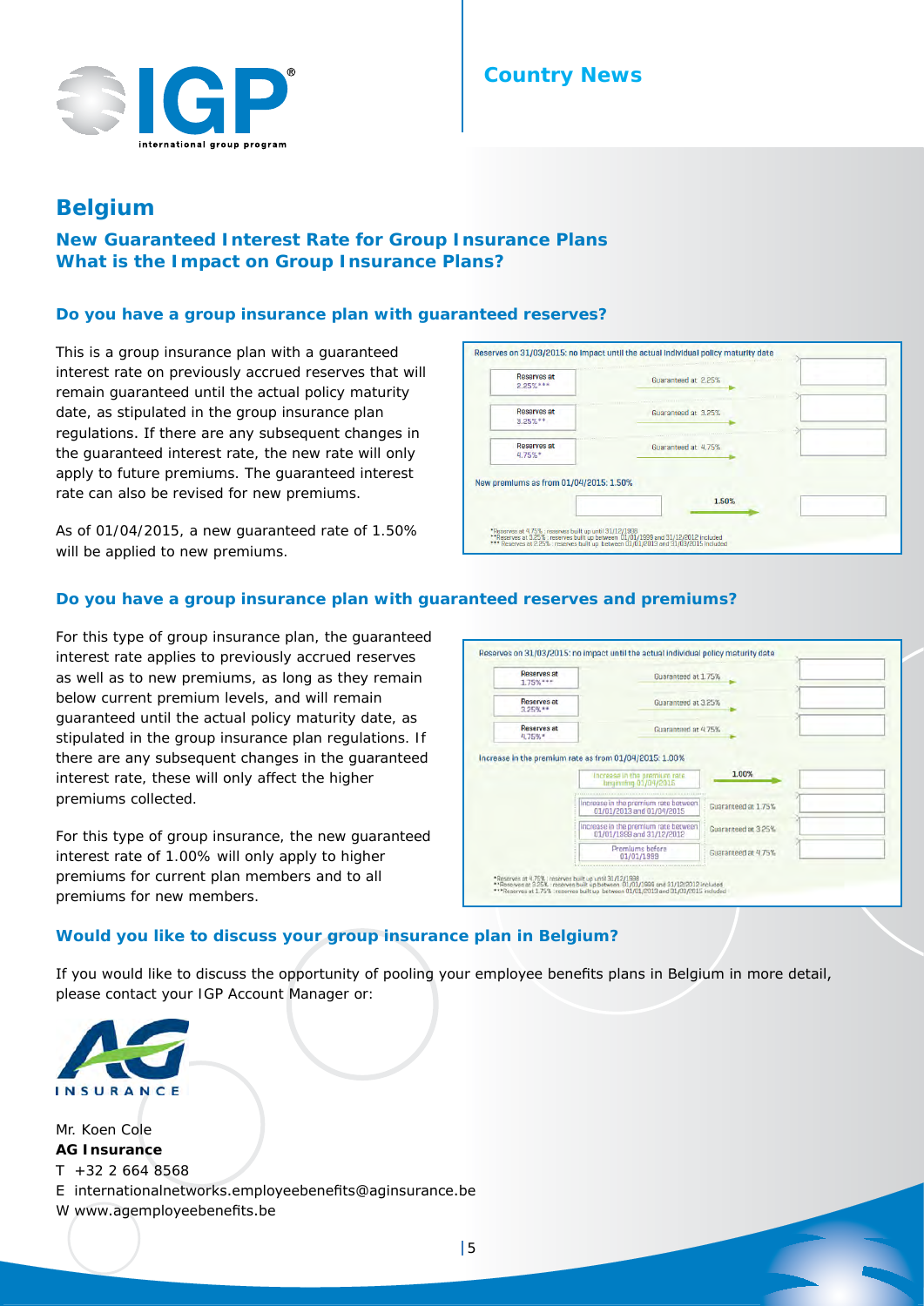# Belgium

## New Guaranteed Interest Rate for Group Insurance Plans
## What is the Impact on Group Insurance Plans?

### Do you have a group insurance plan with guaranteed reserves?

This is a group insurance plan with a guaranteed interest rate on previously accrued reserves that will remain guaranteed until the actual policy maturity date, as stipulated in the group insurance plan regulations. If there are any subsequent changes in the guaranteed interest rate, the new rate will only apply to future premiums. The guaranteed interest rate can also be revised for new premiums.

As of 01/04/2015, a new guaranteed rate of 1.50% will be applied to new premiums.

Reserves on 31/03/2015: no impact until the actual individual policy maturity date

| Reserves | Guarantee |
|---|---|
| Reserves at 2.25%*** | Guaranteed at 2.25% |
| Reserves at 3.25%** | Guaranteed at 3.25% |
| Reserves at 4.75%* | Guaranteed at 4.75% |

New premiums as from 01/04/2015: 1.50%

*Reserves at 4.75%: reserves built up until 31/12/1998
**Reserves at 3.25%: reserves built up between 01/01/1999 and 31/12/2012 included
*** Reserves at 2.25%: reserves built up between 01/01/2013 and 31/03/2015 included

### Do you have a group insurance plan with guaranteed reserves and premiums?

For this type of group insurance plan, the guaranteed interest rate applies to previously accrued reserves as well as to new premiums, as long as they remain below current premium levels, and will remain guaranteed until the actual policy maturity date, as stipulated in the group insurance plan regulations. If there are any subsequent changes in the guaranteed interest rate, these will only affect the higher premiums collected.

For this type of group insurance, the new guaranteed interest rate of 1.00% will only apply to higher premiums for current plan members and to all premiums for new members.

Reserves on 31/03/2015: no impact until the actual individual policy maturity date

| Reserves | Guarantee |
|---|---|
| Reserves at 1.75%*** | Guaranteed at 1.75% |
| Reserves at 3.25%** | Guaranteed at 3.25% |
| Reserves at 4.75%* | Guaranteed at 4.75% |

Increase in the premium rate as from 01/04/2015: 1.00%

| Premiums | Guarantee |
|---|---|
| Increase in the premium rate beginning 01/04/2015 | 1.00% |
| Increase in the premium rate between 01/01/2013 and 01/04/2015 | Guaranteed at 1.75% |
| Increase in the premium rate between 01/01/1999 and 31/12/2012 | Guaranteed at 3.25% |
| Premiums before 01/01/1999 | Guaranteed at 4.75% |

*Reserves at 4.75%: reserves built up until 31/12/1998
**Reserves at 3.25%: reserves built up between 01/01/1999 and 31/12/2012 included
***Reserves at 1.75%: reserves built up between 01/01/2013 and 31/03/2015 included

### Would you like to discuss your group insurance plan in Belgium?

If you would like to discuss the opportunity of pooling your employee benefits plans in Belgium in more detail, please contact your IGP Account Manager or:

Mr. Koen Cole
**AG Insurance**
T +32 2 664 8568
E internationalnetworks.employeebenefits@aginsurance.be
W www.agemployeebenefits.be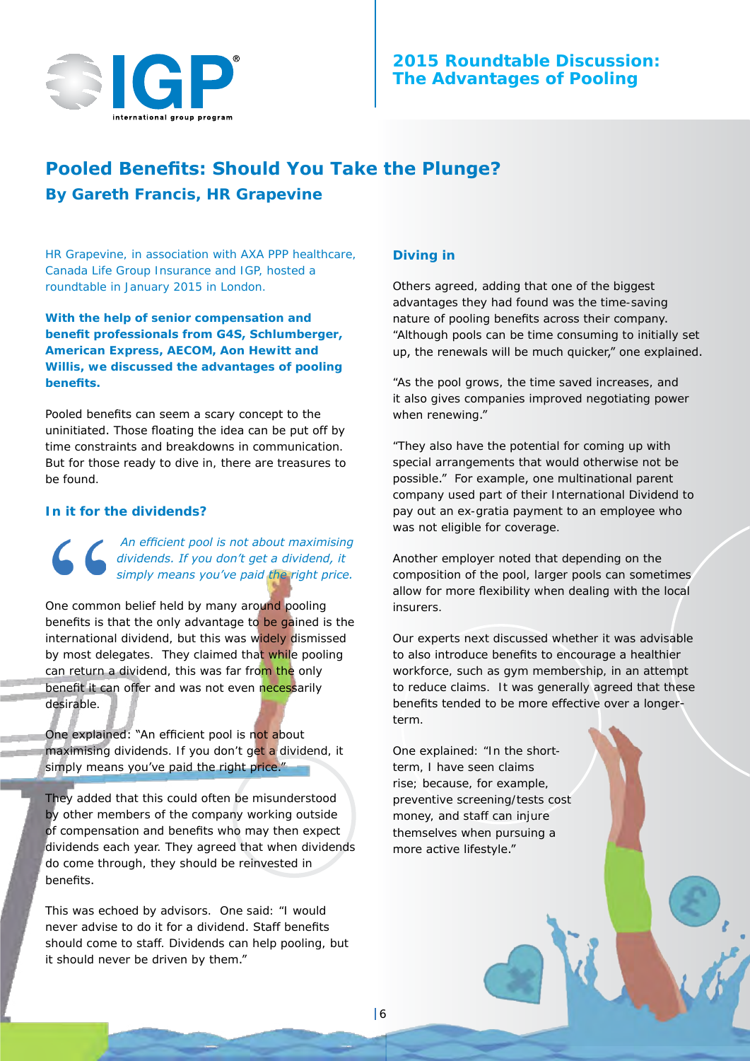## Pooled Benefits: Should You Take the Plunge?

### By Gareth Francis, HR Grapevine

HR Grapevine, in association with AXA PPP healthcare, Canada Life Group Insurance and IGP, hosted a roundtable in January 2015 in London.

**With the help of senior compensation and benefit professionals from G4S, Schlumberger, American Express, AECOM, Aon Hewitt and Willis, we discussed the advantages of pooling benefits.**

Pooled benefits can seem a scary concept to the uninitiated. Those floating the idea can be put off by time constraints and breakdowns in communication. But for those ready to dive in, there are treasures to be found.

### In it for the dividends?

> *An efficient pool is not about maximising dividends. If you don't get a dividend, it simply means you've paid the right price.*

One common belief held by many around pooling benefits is that the only advantage to be gained is the international dividend, but this was widely dismissed by most delegates. They claimed that while pooling can return a dividend, this was far from the only benefit it can offer and was not even necessarily desirable.

One explained: "An efficient pool is not about maximising dividends. If you don't get a dividend, it simply means you've paid the right price."

They added that this could often be misunderstood by other members of the company working outside of compensation and benefits who may then expect dividends each year. They agreed that when dividends do come through, they should be reinvested in benefits.

This was echoed by advisors. One said: "I would never advise to do it for a dividend. Staff benefits should come to staff. Dividends can help pooling, but it should never be driven by them."

### Diving in

Others agreed, adding that one of the biggest advantages they had found was the time-saving nature of pooling benefits across their company. "Although pools can be time consuming to initially set up, the renewals will be much quicker," one explained.

"As the pool grows, the time saved increases, and it also gives companies improved negotiating power when renewing."

"They also have the potential for coming up with special arrangements that would otherwise not be possible." For example, one multinational parent company used part of their International Dividend to pay out an ex-gratia payment to an employee who was not eligible for coverage.

Another employer noted that depending on the composition of the pool, larger pools can sometimes allow for more flexibility when dealing with the local insurers.

Our experts next discussed whether it was advisable to also introduce benefits to encourage a healthier workforce, such as gym membership, in an attempt to reduce claims. It was generally agreed that these benefits tended to be more effective over a longer-term.

One explained: "In the short-term, I have seen claims rise; because, for example, preventive screening/tests cost money, and staff can injure themselves when pursuing a more active lifestyle."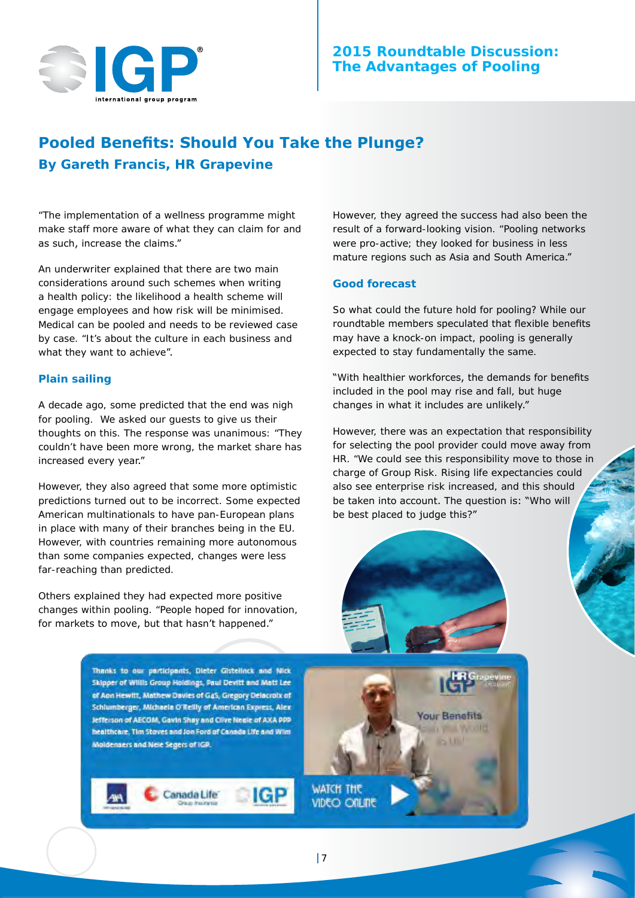## Pooled Benefits: Should You Take the Plunge?

### By Gareth Francis, HR Grapevine

"The implementation of a wellness programme might make staff more aware of what they can claim for and as such, increase the claims."

An underwriter explained that there are two main considerations around such schemes when writing a health policy: the likelihood a health scheme will engage employees and how risk will be minimised. Medical can be pooled and needs to be reviewed case by case. "It's about the culture in each business and what they want to achieve".

### Plain sailing

A decade ago, some predicted that the end was nigh for pooling. We asked our guests to give us their thoughts on this. The response was unanimous: "They couldn't have been more wrong, the market share has increased every year."

However, they also agreed that some more optimistic predictions turned out to be incorrect. Some expected American multinationals to have pan-European plans in place with many of their branches being in the EU. However, with countries remaining more autonomous than some companies expected, changes were less far-reaching than predicted.

Others explained they had expected more positive changes within pooling. "People hoped for innovation, for markets to move, but that hasn't happened."

However, they agreed the success had also been the result of a forward-looking vision. "Pooling networks were pro-active; they looked for business in less mature regions such as Asia and South America."

### Good forecast

So what could the future hold for pooling? While our roundtable members speculated that flexible benefits may have a knock-on impact, pooling is generally expected to stay fundamentally the same.

"With healthier workforces, the demands for benefits included in the pool may rise and fall, but huge changes in what it includes are unlikely."

However, there was an expectation that responsibility for selecting the pool provider could move away from HR. "We could see this responsibility move to those in charge of Group Risk. Rising life expectancies could also see enterprise risk increased, and this should be taken into account. The question is: "Who will be best placed to judge this?"

Thanks to our participants, Dieter Gistelinck and Nick Skipper of Willis Group Holdings, Paul Devitt and Matt Lee of Aon Hewitt, Mathew Davies of G4S, Gregory Delacroix of Schlumberger, Michaela O'Reilly of American Express, Alex Jefferson of AECOM, Gavin Shay and Clive Neale of AXA PPP healthcare, Tim Stoves and Jon Ford of Canada Life and Wim Moldenaers and Nele Segers of IGP.

WATCH THE VIDEO ONLINE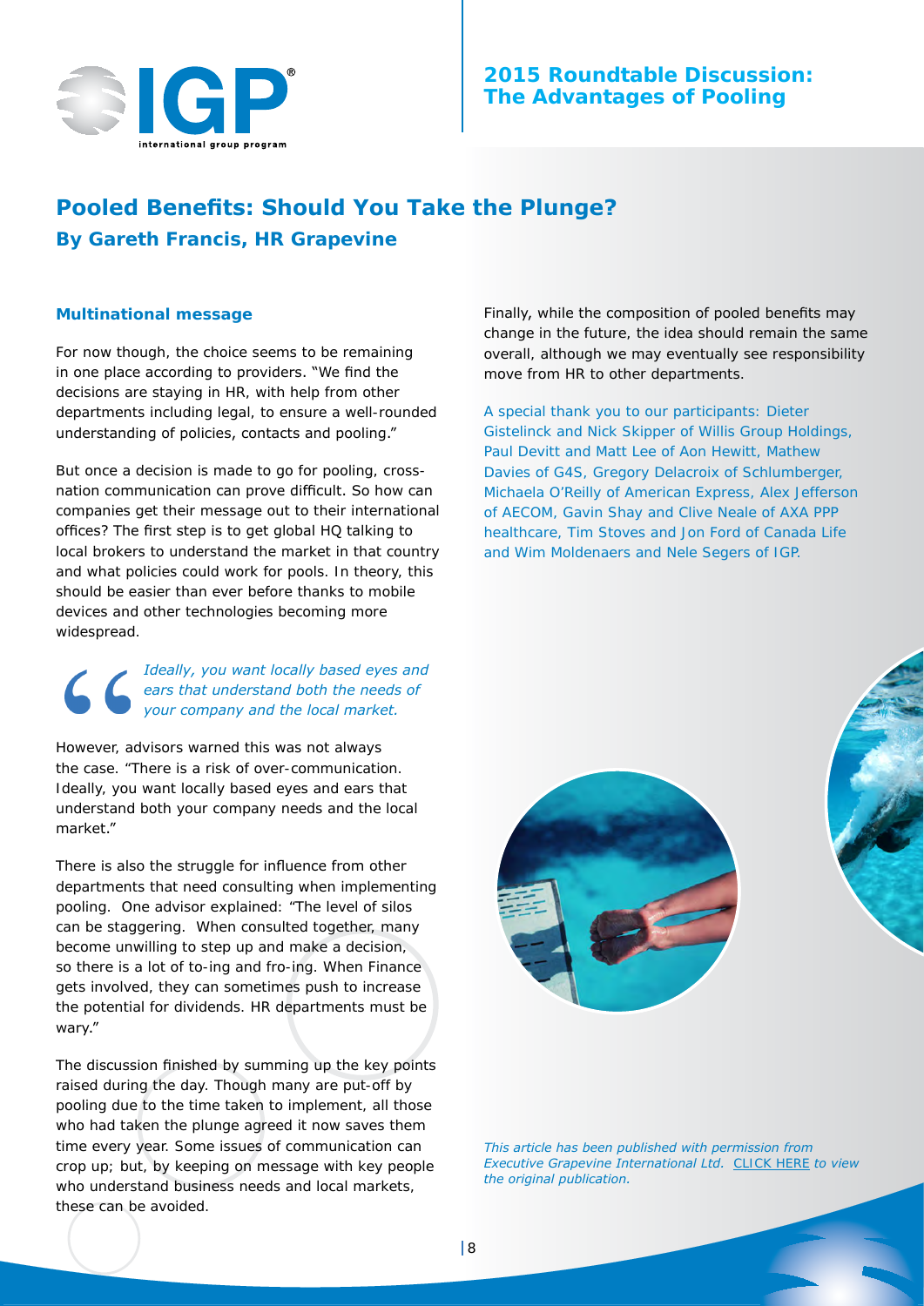# Pooled Benefits: Should You Take the Plunge?

**By Gareth Francis, HR Grapevine**

### Multinational message

For now though, the choice seems to be remaining in one place according to providers. "We find the decisions are staying in HR, with help from other departments including legal, to ensure a well-rounded understanding of policies, contacts and pooling."

But once a decision is made to go for pooling, cross-nation communication can prove difficult. So how can companies get their message out to their international offices? The first step is to get global HQ talking to local brokers to understand the market in that country and what policies could work for pools. In theory, this should be easier than ever before thanks to mobile devices and other technologies becoming more widespread.

> *Ideally, you want locally based eyes and ears that understand both the needs of your company and the local market.*

However, advisors warned this was not always the case. "There is a risk of over-communication. Ideally, you want locally based eyes and ears that understand both your company needs and the local market."

There is also the struggle for influence from other departments that need consulting when implementing pooling. One advisor explained: "The level of silos can be staggering. When consulted together, many become unwilling to step up and make a decision, so there is a lot of to-ing and fro-ing. When Finance gets involved, they can sometimes push to increase the potential for dividends. HR departments must be wary."

The discussion finished by summing up the key points raised during the day. Though many are put-off by pooling due to the time taken to implement, all those who had taken the plunge agreed it now saves them time every year. Some issues of communication can crop up; but, by keeping on message with key people who understand business needs and local markets, these can be avoided.

Finally, while the composition of pooled benefits may change in the future, the idea should remain the same overall, although we may eventually see responsibility move from HR to other departments.

A special thank you to our participants: Dieter Gistelinck and Nick Skipper of Willis Group Holdings, Paul Devitt and Matt Lee of Aon Hewitt, Mathew Davies of G4S, Gregory Delacroix of Schlumberger, Michaela O'Reilly of American Express, Alex Jefferson of AECOM, Gavin Shay and Clive Neale of AXA PPP healthcare, Tim Stoves and Jon Ford of Canada Life and Wim Moldenaers and Nele Segers of IGP.

*This article has been published with permission from Executive Grapevine International Ltd. CLICK HERE to view the original publication.*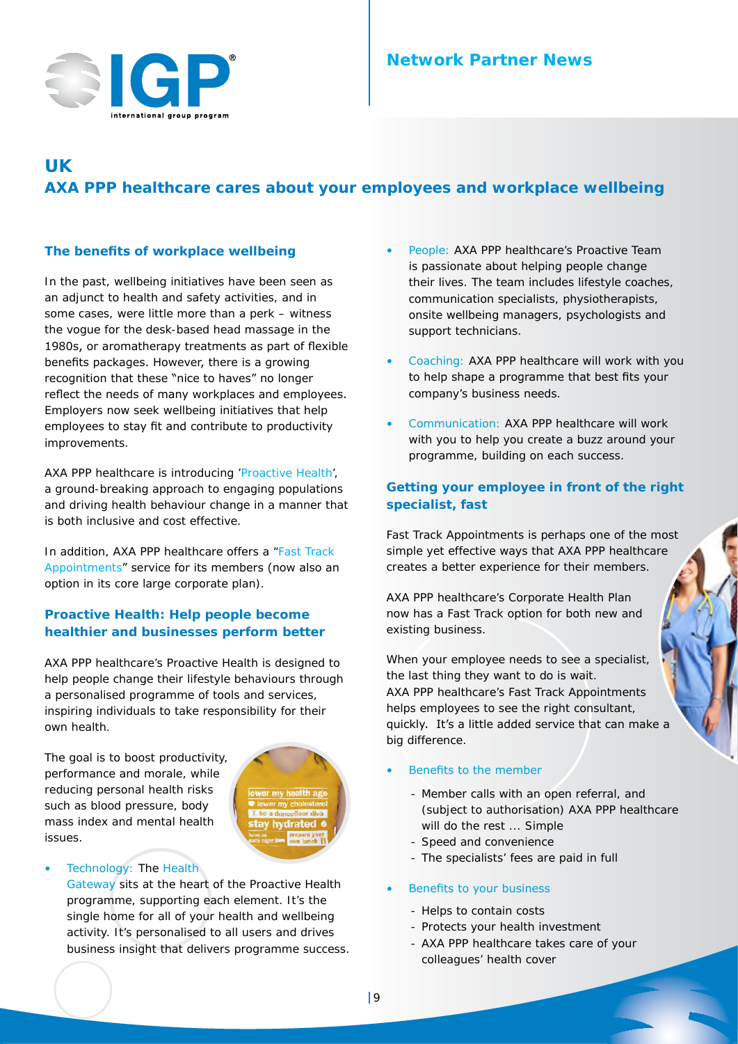# UK

## AXA PPP healthcare cares about your employees and workplace wellbeing

### The benefits of workplace wellbeing

In the past, wellbeing initiatives have been seen as an adjunct to health and safety activities, and in some cases, were little more than a perk – witness the vogue for the desk-based head massage in the 1980s, or aromatherapy treatments as part of flexible benefits packages. However, there is a growing recognition that these "nice to haves" no longer reflect the needs of many workplaces and employees. Employers now seek wellbeing initiatives that help employees to stay fit and contribute to productivity improvements.

AXA PPP healthcare is introducing 'Proactive Health', a ground-breaking approach to engaging populations and driving health behaviour change in a manner that is both inclusive and cost effective.

In addition, AXA PPP healthcare offers a "Fast Track Appointments" service for its members (now also an option in its core large corporate plan).

### Proactive Health: Help people become healthier and businesses perform better

AXA PPP healthcare's Proactive Health is designed to help people change their lifestyle behaviours through a personalised programme of tools and services, inspiring individuals to take responsibility for their own health.

The goal is to boost productivity, performance and morale, while reducing personal health risks such as blood pressure, body mass index and mental health issues.

- Technology: The Health Gateway sits at the heart of the Proactive Health programme, supporting each element. It's the single home for all of your health and wellbeing activity. It's personalised to all users and drives business insight that delivers programme success.
- People: AXA PPP healthcare's Proactive Team is passionate about helping people change their lives. The team includes lifestyle coaches, communication specialists, physiotherapists, onsite wellbeing managers, psychologists and support technicians.
- Coaching: AXA PPP healthcare will work with you to help shape a programme that best fits your company's business needs.
- Communication: AXA PPP healthcare will work with you to help you create a buzz around your programme, building on each success.

### Getting your employee in front of the right specialist, fast

Fast Track Appointments is perhaps one of the most simple yet effective ways that AXA PPP healthcare creates a better experience for their members.

AXA PPP healthcare's Corporate Health Plan now has a Fast Track option for both new and existing business.

When your employee needs to see a specialist, the last thing they want to do is wait. AXA PPP healthcare's Fast Track Appointments helps employees to see the right consultant, quickly. It's a little added service that can make a big difference.

- Benefits to the member
  - Member calls with an open referral, and (subject to authorisation) AXA PPP healthcare will do the rest ... Simple
  - Speed and convenience
  - The specialists' fees are paid in full
- Benefits to your business
  - Helps to contain costs
  - Protects your health investment
  - AXA PPP healthcare takes care of your colleagues' health cover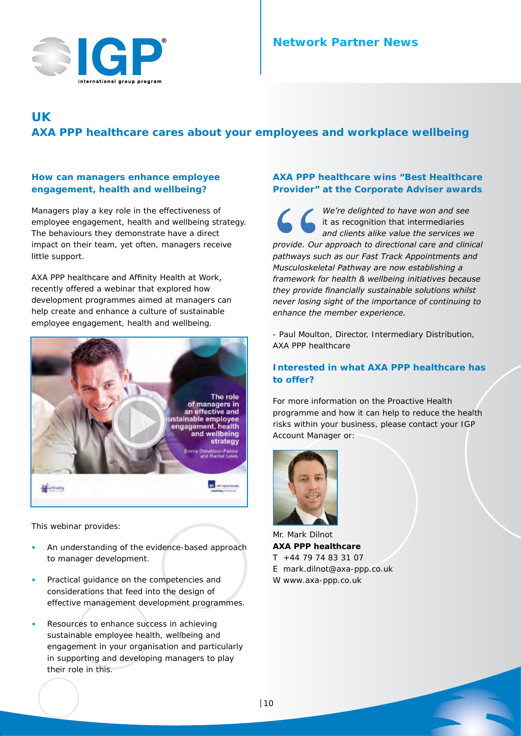# UK

## AXA PPP healthcare cares about your employees and workplace wellbeing

### How can managers enhance employee engagement, health and wellbeing?

Managers play a key role in the effectiveness of employee engagement, health and wellbeing strategy. The behaviours they demonstrate have a direct impact on their team, yet often, managers receive little support.

AXA PPP healthcare and Affinity Health at Work, recently offered a webinar that explored how development programmes aimed at managers can help create and enhance a culture of sustainable employee engagement, health and wellbeing.

This webinar provides:

- An understanding of the evidence-based approach to manager development.
- Practical guidance on the competencies and considerations that feed into the design of effective management development programmes.
- Resources to enhance success in achieving sustainable employee health, wellbeing and engagement in your organisation and particularly in supporting and developing managers to play their role in this.

### AXA PPP healthcare wins "Best Healthcare Provider" at the Corporate Adviser awards

*We're delighted to have won and see it as recognition that intermediaries and clients alike value the services we provide. Our approach to directional care and clinical pathways such as our Fast Track Appointments and Musculoskeletal Pathway are now establishing a framework for health & wellbeing initiatives because they provide financially sustainable solutions whilst never losing sight of the importance of continuing to enhance the member experience.*

- Paul Moulton, Director, Intermediary Distribution, AXA PPP healthcare

### Interested in what AXA PPP healthcare has to offer?

For more information on the Proactive Health programme and how it can help to reduce the health risks within your business, please contact your IGP Account Manager or:

Mr. Mark Dilnot
**AXA PPP healthcare**
T +44 79 74 83 31 07
E mark.dilnot@axa-ppp.co.uk
W www.axa-ppp.co.uk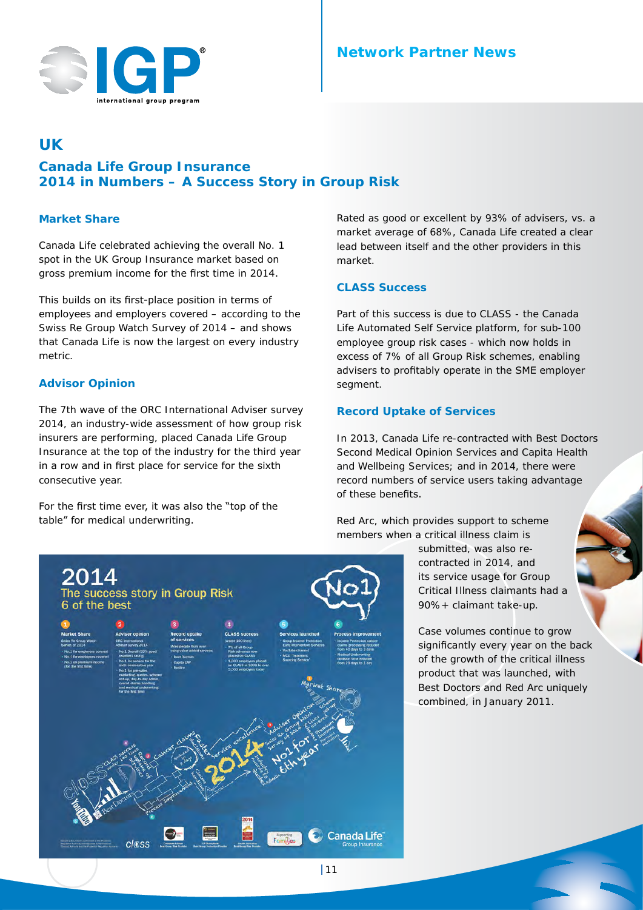## UK

### Canada Life Group Insurance
### 2014 in Numbers – A Success Story in Group Risk

#### Market Share

Canada Life celebrated achieving the overall No. 1 spot in the UK Group Insurance market based on gross premium income for the first time in 2014.

This builds on its first-place position in terms of employees and employers covered – according to the Swiss Re Group Watch Survey of 2014 – and shows that Canada Life is now the largest on every industry metric.

#### Advisor Opinion

The 7th wave of the ORC International Adviser survey 2014, an industry-wide assessment of how group risk insurers are performing, placed Canada Life Group Insurance at the top of the industry for the third year in a row and in first place for service for the sixth consecutive year.

For the first time ever, it was also the "top of the table" for medical underwriting.

Rated as good or excellent by 93% of advisers, vs. a market average of 68%, Canada Life created a clear lead between itself and the other providers in this market.

#### CLASS Success

Part of this success is due to CLASS - the Canada Life Automated Self Service platform, for sub-100 employee group risk cases - which now holds in excess of 7% of all Group Risk schemes, enabling advisers to profitably operate in the SME employer segment.

#### Record Uptake of Services

In 2013, Canada Life re-contracted with Best Doctors Second Medical Opinion Services and Capita Health and Wellbeing Services; and in 2014, there were record numbers of service users taking advantage of these benefits.

Red Arc, which provides support to scheme members when a critical illness claim is submitted, was also re-contracted in 2014, and its service usage for Group Critical Illness claimants had a 90%+ claimant take-up.

Case volumes continue to grow significantly every year on the back of the growth of the critical illness product that was launched, with Best Doctors and Red Arc uniquely combined, in January 2011.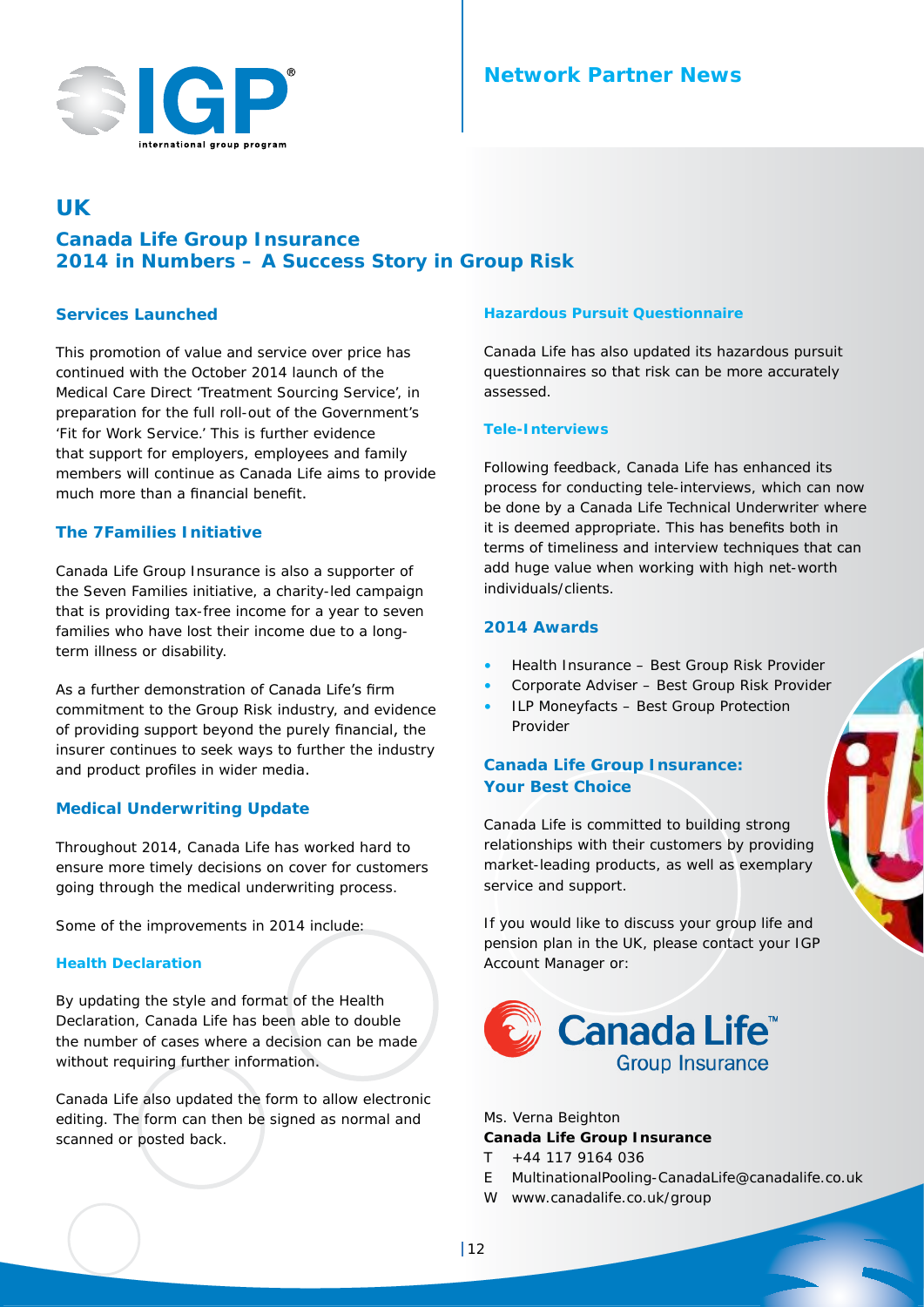## UK

## Canada Life Group Insurance
## 2014 in Numbers – A Success Story in Group Risk

### Services Launched

This promotion of value and service over price has continued with the October 2014 launch of the Medical Care Direct 'Treatment Sourcing Service', in preparation for the full roll-out of the Government's 'Fit for Work Service.' This is further evidence that support for employers, employees and family members will continue as Canada Life aims to provide much more than a financial benefit.

### The 7Families Initiative

Canada Life Group Insurance is also a supporter of the Seven Families initiative, a charity-led campaign that is providing tax-free income for a year to seven families who have lost their income due to a long-term illness or disability.

As a further demonstration of Canada Life's firm commitment to the Group Risk industry, and evidence of providing support beyond the purely financial, the insurer continues to seek ways to further the industry and product profiles in wider media.

### Medical Underwriting Update

Throughout 2014, Canada Life has worked hard to ensure more timely decisions on cover for customers going through the medical underwriting process.

Some of the improvements in 2014 include:

#### Health Declaration

By updating the style and format of the Health Declaration, Canada Life has been able to double the number of cases where a decision can be made without requiring further information.

Canada Life also updated the form to allow electronic editing. The form can then be signed as normal and scanned or posted back.

#### Hazardous Pursuit Questionnaire

Canada Life has also updated its hazardous pursuit questionnaires so that risk can be more accurately assessed.

#### Tele-Interviews

Following feedback, Canada Life has enhanced its process for conducting tele-interviews, which can now be done by a Canada Life Technical Underwriter where it is deemed appropriate. This has benefits both in terms of timeliness and interview techniques that can add huge value when working with high net-worth individuals/clients.

### 2014 Awards

- Health Insurance – Best Group Risk Provider
- Corporate Adviser – Best Group Risk Provider
- ILP Moneyfacts – Best Group Protection Provider

### Canada Life Group Insurance: Your Best Choice

Canada Life is committed to building strong relationships with their customers by providing market-leading products, as well as exemplary service and support.

If you would like to discuss your group life and pension plan in the UK, please contact your IGP Account Manager or:

Ms. Verna Beighton
**Canada Life Group Insurance**
T +44 117 9164 036
E MultinationalPooling-CanadaLife@canadalife.co.uk
W www.canadalife.co.uk/group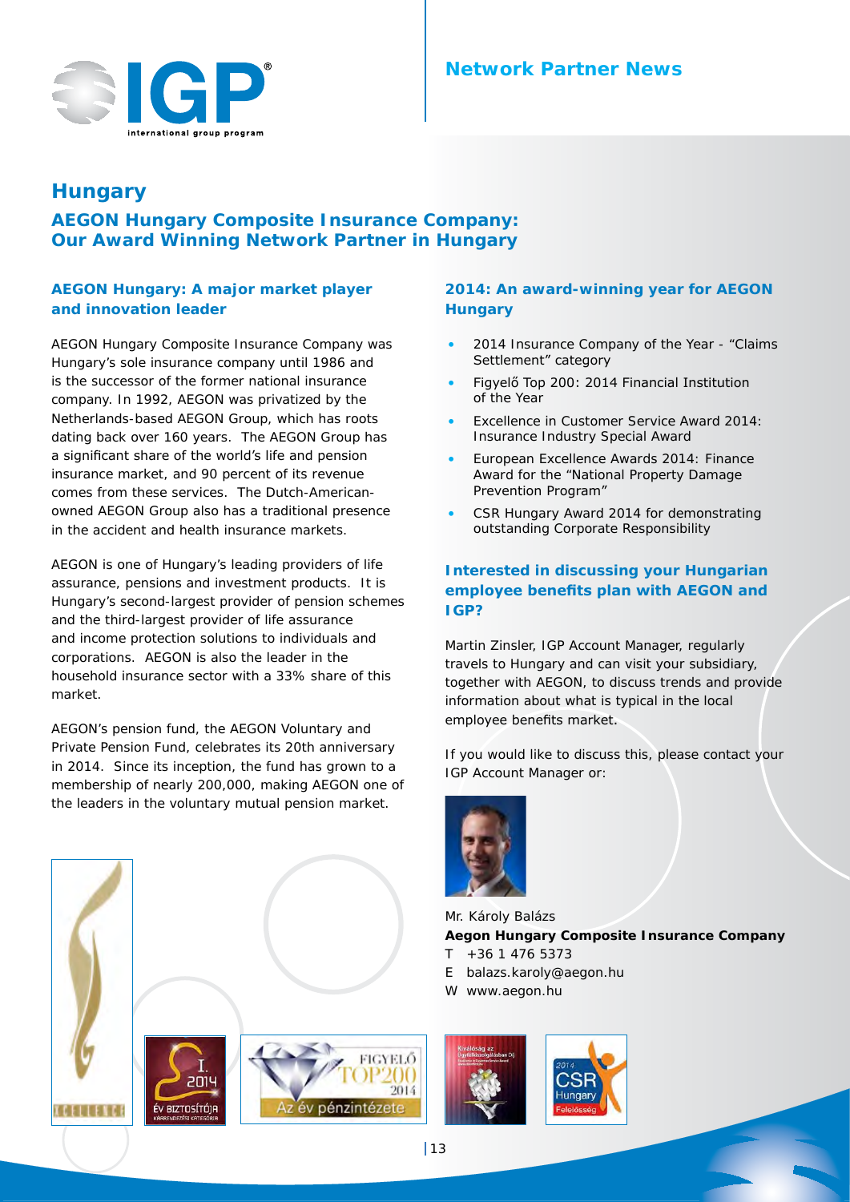Network Partner News

# Hungary

## AEGON Hungary Composite Insurance Company: Our Award Winning Network Partner in Hungary

### AEGON Hungary: A major market player and innovation leader

AEGON Hungary Composite Insurance Company was Hungary's sole insurance company until 1986 and is the successor of the former national insurance company. In 1992, AEGON was privatized by the Netherlands-based AEGON Group, which has roots dating back over 160 years. The AEGON Group has a significant share of the world's life and pension insurance market, and 90 percent of its revenue comes from these services. The Dutch-American-owned AEGON Group also has a traditional presence in the accident and health insurance markets.

AEGON is one of Hungary's leading providers of life assurance, pensions and investment products. It is Hungary's second-largest provider of pension schemes and the third-largest provider of life assurance and income protection solutions to individuals and corporations. AEGON is also the leader in the household insurance sector with a 33% share of this market.

AEGON's pension fund, the AEGON Voluntary and Private Pension Fund, celebrates its 20th anniversary in 2014. Since its inception, the fund has grown to a membership of nearly 200,000, making AEGON one of the leaders in the voluntary mutual pension market.

### 2014: An award-winning year for AEGON Hungary

- 2014 Insurance Company of the Year - "Claims Settlement" category
- Figyelő Top 200: 2014 Financial Institution of the Year
- Excellence in Customer Service Award 2014: Insurance Industry Special Award
- European Excellence Awards 2014: Finance Award for the "National Property Damage Prevention Program"
- CSR Hungary Award 2014 for demonstrating outstanding Corporate Responsibility

### Interested in discussing your Hungarian employee benefits plan with AEGON and IGP?

Martin Zinsler, IGP Account Manager, regularly travels to Hungary and can visit your subsidiary, together with AEGON, to discuss trends and provide information about what is typical in the local employee benefits market.

If you would like to discuss this, please contact your IGP Account Manager or:

Mr. Károly Balázs
**Aegon Hungary Composite Insurance Company**
T +36 1 476 5373
E balazs.karoly@aegon.hu
W www.aegon.hu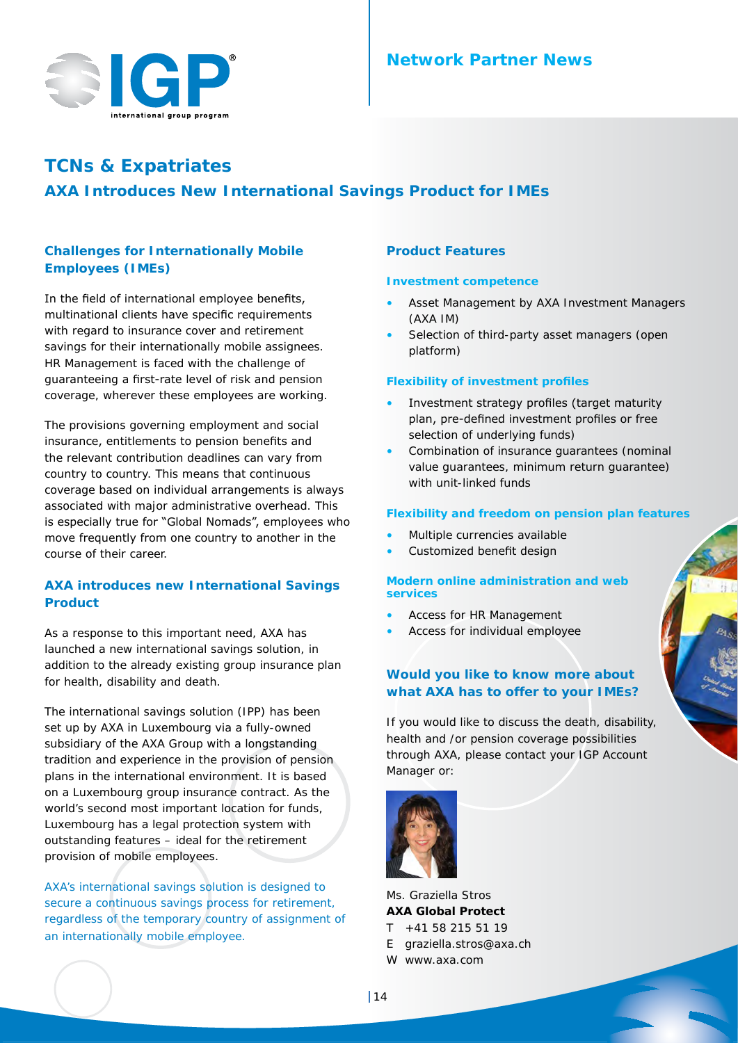# TCNs & Expatriates

## AXA Introduces New International Savings Product for IMEs

### Challenges for Internationally Mobile Employees (IMEs)

In the field of international employee benefits, multinational clients have specific requirements with regard to insurance cover and retirement savings for their internationally mobile assignees. HR Management is faced with the challenge of guaranteeing a first-rate level of risk and pension coverage, wherever these employees are working.

The provisions governing employment and social insurance, entitlements to pension benefits and the relevant contribution deadlines can vary from country to country. This means that continuous coverage based on individual arrangements is always associated with major administrative overhead. This is especially true for "Global Nomads", employees who move frequently from one country to another in the course of their career.

### AXA introduces new International Savings Product

As a response to this important need, AXA has launched a new international savings solution, in addition to the already existing group insurance plan for health, disability and death.

The international savings solution (IPP) has been set up by AXA in Luxembourg via a fully-owned subsidiary of the AXA Group with a longstanding tradition and experience in the provision of pension plans in the international environment. It is based on a Luxembourg group insurance contract. As the world's second most important location for funds, Luxembourg has a legal protection system with outstanding features – ideal for the retirement provision of mobile employees.

AXA's international savings solution is designed to secure a continuous savings process for retirement, regardless of the temporary country of assignment of an internationally mobile employee.

### Product Features

#### Investment competence

- Asset Management by AXA Investment Managers (AXA IM)
- Selection of third-party asset managers (open platform)

#### Flexibility of investment profiles

- Investment strategy profiles (target maturity plan, pre-defined investment profiles or free selection of underlying funds)
- Combination of insurance guarantees (nominal value guarantees, minimum return guarantee) with unit-linked funds

#### Flexibility and freedom on pension plan features

- Multiple currencies available
- Customized benefit design

#### Modern online administration and web services

- Access for HR Management
- Access for individual employee

### Would you like to know more about what AXA has to offer to your IMEs?

If you would like to discuss the death, disability, health and /or pension coverage possibilities through AXA, please contact your IGP Account Manager or:

Ms. Graziella Stros
**AXA Global Protect**
T +41 58 215 51 19
E graziella.stros@axa.ch
W www.axa.com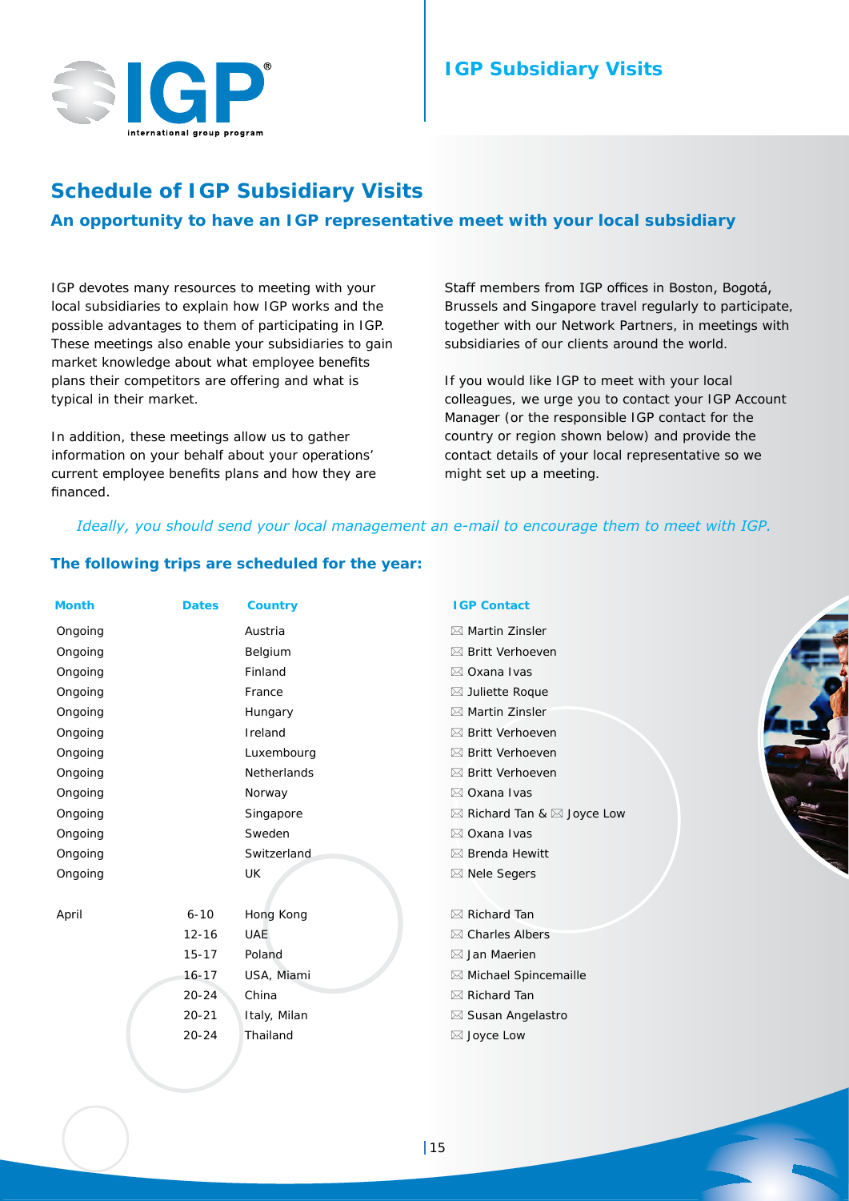# Schedule of IGP Subsidiary Visits

### An opportunity to have an IGP representative meet with your local subsidiary

IGP devotes many resources to meeting with your local subsidiaries to explain how IGP works and the possible advantages to them of participating in IGP. These meetings also enable your subsidiaries to gain market knowledge about what employee benefits plans their competitors are offering and what is typical in their market.

In addition, these meetings allow us to gather information on your behalf about your operations' current employee benefits plans and how they are financed.

Staff members from IGP offices in Boston, Bogotá, Brussels and Singapore travel regularly to participate, together with our Network Partners, in meetings with subsidiaries of our clients around the world.

If you would like IGP to meet with your local colleagues, we urge you to contact your IGP Account Manager (or the responsible IGP contact for the country or region shown below) and provide the contact details of your local representative so we might set up a meeting.

*Ideally, you should send your local management an e-mail to encourage them to meet with IGP.*

**The following trips are scheduled for the year:**

| Month | Dates | Country | IGP Contact |
|---|---|---|---|
| Ongoing | | Austria | Martin Zinsler |
| Ongoing | | Belgium | Britt Verhoeven |
| Ongoing | | Finland | Oxana Ivas |
| Ongoing | | France | Juliette Roque |
| Ongoing | | Hungary | Martin Zinsler |
| Ongoing | | Ireland | Britt Verhoeven |
| Ongoing | | Luxembourg | Britt Verhoeven |
| Ongoing | | Netherlands | Britt Verhoeven |
| Ongoing | | Norway | Oxana Ivas |
| Ongoing | | Singapore | Richard Tan & Joyce Low |
| Ongoing | | Sweden | Oxana Ivas |
| Ongoing | | Switzerland | Brenda Hewitt |
| Ongoing | | UK | Nele Segers |
| April | 6-10 | Hong Kong | Richard Tan |
| | 12-16 | UAE | Charles Albers |
| | 15-17 | Poland | Jan Maerien |
| | 16-17 | USA, Miami | Michael Spincemaille |
| | 20-24 | China | Richard Tan |
| | 20-21 | Italy, Milan | Susan Angelastro |
| | 20-24 | Thailand | Joyce Low |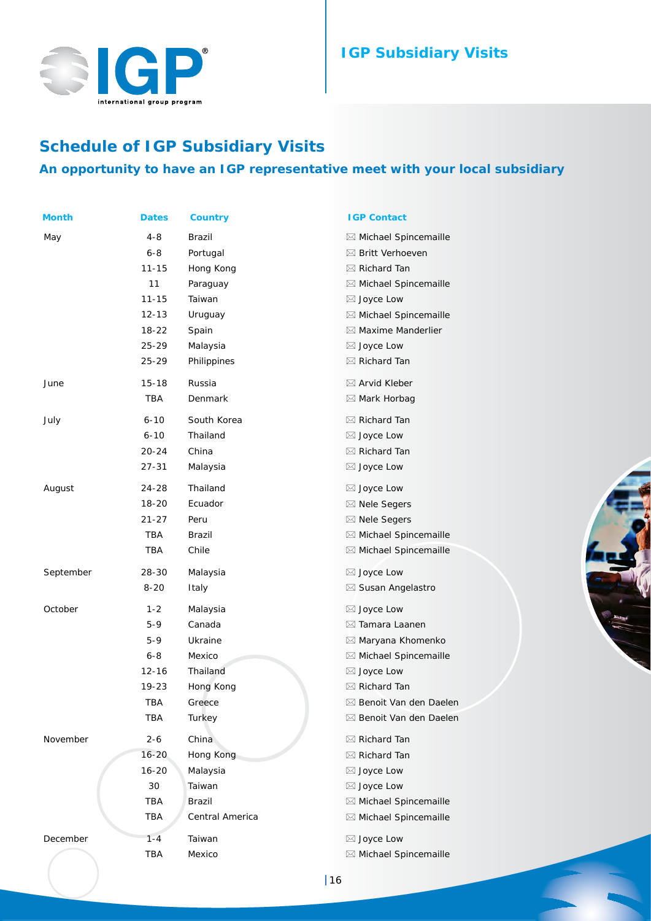# IGP Subsidiary Visits

## Schedule of IGP Subsidiary Visits

### An opportunity to have an IGP representative meet with your local subsidiary

| Month | Dates | Country | IGP Contact |
|---|---|---|---|
| May | 4-8 | Brazil | Michael Spincemaille |
| | 6-8 | Portugal | Britt Verhoeven |
| | 11-15 | Hong Kong | Richard Tan |
| | 11 | Paraguay | Michael Spincemaille |
| | 11-15 | Taiwan | Joyce Low |
| | 12-13 | Uruguay | Michael Spincemaille |
| | 18-22 | Spain | Maxime Manderlier |
| | 25-29 | Malaysia | Joyce Low |
| | 25-29 | Philippines | Richard Tan |
| June | 15-18 | Russia | Arvid Kleber |
| | TBA | Denmark | Mark Horbag |
| July | 6-10 | South Korea | Richard Tan |
| | 6-10 | Thailand | Joyce Low |
| | 20-24 | China | Richard Tan |
| | 27-31 | Malaysia | Joyce Low |
| August | 24-28 | Thailand | Joyce Low |
| | 18-20 | Ecuador | Nele Segers |
| | 21-27 | Peru | Nele Segers |
| | TBA | Brazil | Michael Spincemaille |
| | TBA | Chile | Michael Spincemaille |
| September | 28-30 | Malaysia | Joyce Low |
| | 8-20 | Italy | Susan Angelastro |
| October | 1-2 | Malaysia | Joyce Low |
| | 5-9 | Canada | Tamara Laanen |
| | 5-9 | Ukraine | Maryana Khomenko |
| | 6-8 | Mexico | Michael Spincemaille |
| | 12-16 | Thailand | Joyce Low |
| | 19-23 | Hong Kong | Richard Tan |
| | TBA | Greece | Benoit Van den Daelen |
| | TBA | Turkey | Benoit Van den Daelen |
| November | 2-6 | China | Richard Tan |
| | 16-20 | Hong Kong | Richard Tan |
| | 16-20 | Malaysia | Joyce Low |
| | 30 | Taiwan | Joyce Low |
| | TBA | Brazil | Michael Spincemaille |
| | TBA | Central America | Michael Spincemaille |
| December | 1-4 | Taiwan | Joyce Low |
| | TBA | Mexico | Michael Spincemaille |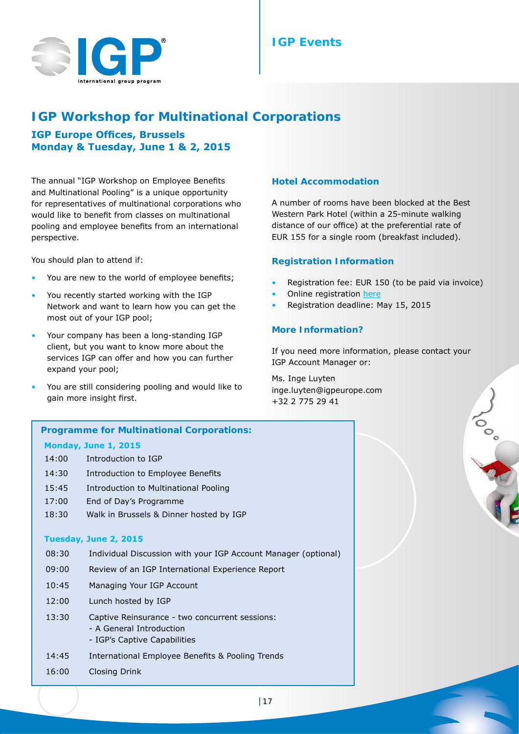# IGP Workshop for Multinational Corporations

## IGP Europe Offices, Brussels
## Monday & Tuesday, June 1 & 2, 2015

The annual "IGP Workshop on Employee Benefits and Multinational Pooling" is a unique opportunity for representatives of multinational corporations who would like to benefit from classes on multinational pooling and employee benefits from an international perspective.

You should plan to attend if:

- You are new to the world of employee benefits;
- You recently started working with the IGP Network and want to learn how you can get the most out of your IGP pool;
- Your company has been a long-standing IGP client, but you want to know more about the services IGP can offer and how you can further expand your pool;
- You are still considering pooling and would like to gain more insight first.

### Hotel Accommodation

A number of rooms have been blocked at the Best Western Park Hotel (within a 25-minute walking distance of our office) at the preferential rate of EUR 155 for a single room (breakfast included).

### Registration Information

- Registration fee: EUR 150 (to be paid via invoice)
- Online registration here
- Registration deadline: May 15, 2015

### More Information?

If you need more information, please contact your IGP Account Manager or:

Ms. Inge Luyten
inge.luyten@igpeurope.com
+32 2 775 29 41

### Programme for Multinational Corporations:

**Monday, June 1, 2015**

| Time | Session |
|---|---|
| 14:00 | Introduction to IGP |
| 14:30 | Introduction to Employee Benefits |
| 15:45 | Introduction to Multinational Pooling |
| 17:00 | End of Day's Programme |
| 18:30 | Walk in Brussels & Dinner hosted by IGP |

**Tuesday, June 2, 2015**

| Time | Session |
|---|---|
| 08:30 | Individual Discussion with your IGP Account Manager (optional) |
| 09:00 | Review of an IGP International Experience Report |
| 10:45 | Managing Your IGP Account |
| 12:00 | Lunch hosted by IGP |
| 13:30 | Captive Reinsurance - two concurrent sessions:<br>- A General Introduction<br>- IGP's Captive Capabilities |
| 14:45 | International Employee Benefits & Pooling Trends |
| 16:00 | Closing Drink |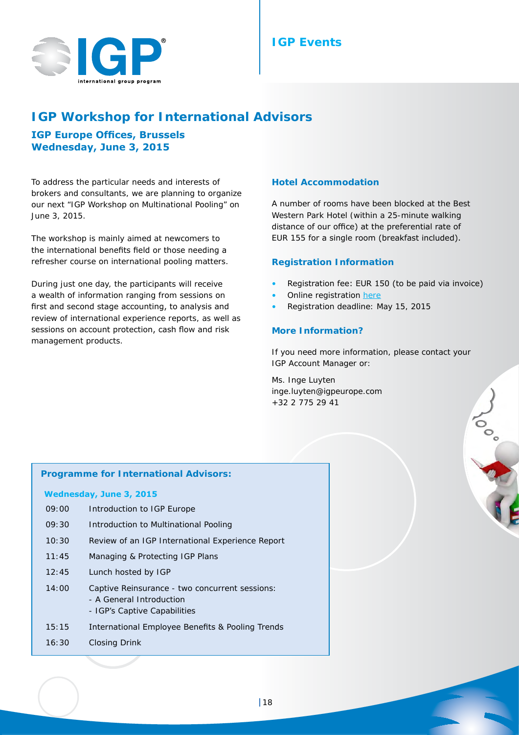IGP Events

# IGP Workshop for International Advisors

## IGP Europe Offices, Brussels
## Wednesday, June 3, 2015

To address the particular needs and interests of brokers and consultants, we are planning to organize our next "IGP Workshop on Multinational Pooling" on June 3, 2015.

The workshop is mainly aimed at newcomers to the international benefits field or those needing a refresher course on international pooling matters.

During just one day, the participants will receive a wealth of information ranging from sessions on first and second stage accounting, to analysis and review of international experience reports, as well as sessions on account protection, cash flow and risk management products.

### Hotel Accommodation

A number of rooms have been blocked at the Best Western Park Hotel (within a 25-minute walking distance of our office) at the preferential rate of EUR 155 for a single room (breakfast included).

### Registration Information

- Registration fee: EUR 150 (to be paid via invoice)
- Online registration here
- Registration deadline: May 15, 2015

### More Information?

If you need more information, please contact your IGP Account Manager or:

Ms. Inge Luyten
inge.luyten@igpeurope.com
+32 2 775 29 41

### Programme for International Advisors:

**Wednesday, June 3, 2015**

| Time | Session |
|---|---|
| 09:00 | Introduction to IGP Europe |
| 09:30 | Introduction to Multinational Pooling |
| 10:30 | Review of an IGP International Experience Report |
| 11:45 | Managing & Protecting IGP Plans |
| 12:45 | Lunch hosted by IGP |
| 14:00 | Captive Reinsurance - two concurrent sessions:<br>- A General Introduction<br>- IGP's Captive Capabilities |
| 15:15 | International Employee Benefits & Pooling Trends |
| 16:30 | Closing Drink |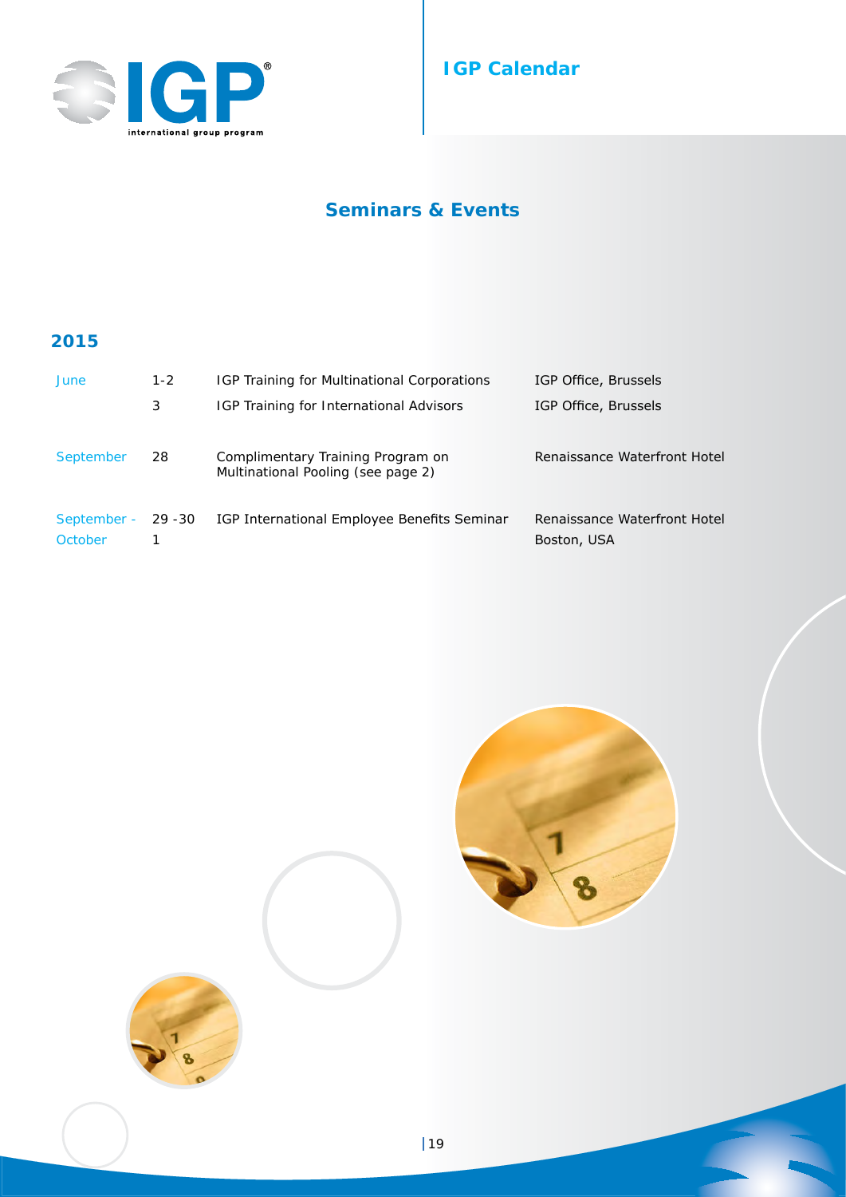# IGP Calendar

## Seminars & Events

### 2015

| | | | |
|---|---|---|---|
| June | 1-2 | IGP Training for Multinational Corporations | IGP Office, Brussels |
| | 3 | IGP Training for International Advisors | IGP Office, Brussels |
| September | 28 | Complimentary Training Program on Multinational Pooling (see page 2) | Renaissance Waterfront Hotel |
| September - October | 29 -30<br>1 | IGP International Employee Benefits Seminar | Renaissance Waterfront Hotel<br>Boston, USA |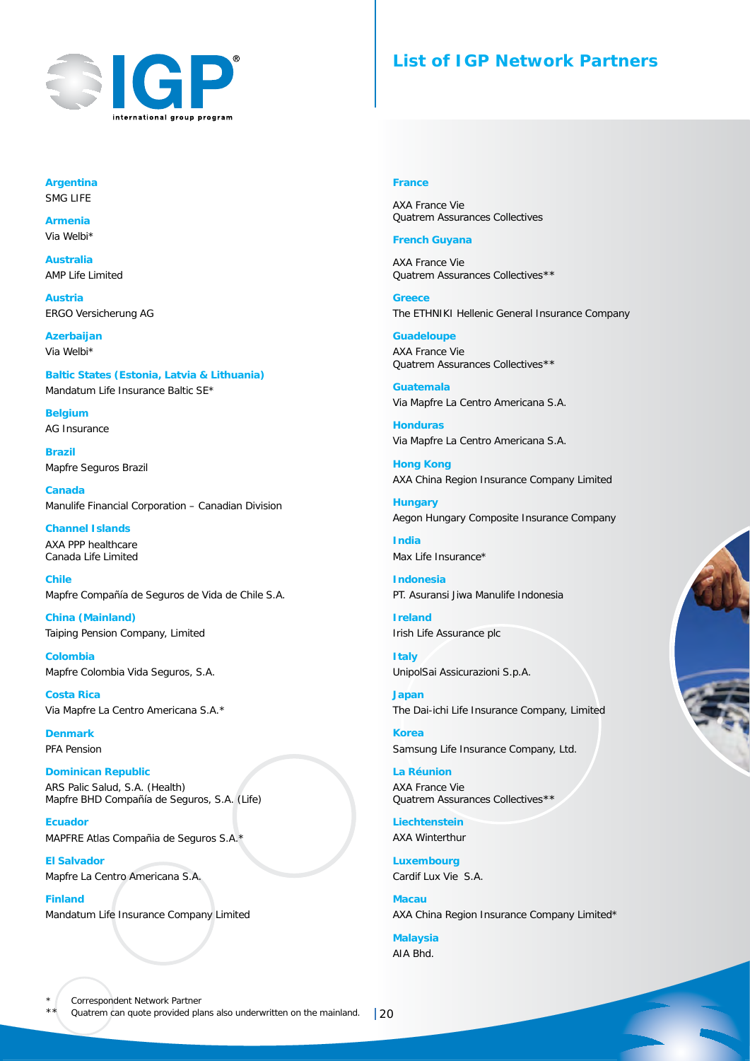# List of IGP Network Partners

**Argentina**
SMG LIFE

**Armenia**
Via Welbi*

**Australia**
AMP Life Limited

**Austria**
ERGO Versicherung AG

**Azerbaijan**
Via Welbi*

**Baltic States (Estonia, Latvia & Lithuania)**
Mandatum Life Insurance Baltic SE*

**Belgium**
AG Insurance

**Brazil**
Mapfre Seguros Brazil

**Canada**
Manulife Financial Corporation – Canadian Division

**Channel Islands**
AXA PPP healthcare
Canada Life Limited

**Chile**
Mapfre Compañía de Seguros de Vida de Chile S.A.

**China (Mainland)**
Taiping Pension Company, Limited

**Colombia**
Mapfre Colombia Vida Seguros, S.A.

**Costa Rica**
Via Mapfre La Centro Americana S.A.*

**Denmark**
PFA Pension

**Dominican Republic**
ARS Palic Salud, S.A. (Health)
Mapfre BHD Compañía de Seguros, S.A. (Life)

**Ecuador**
MAPFRE Atlas Compañia de Seguros S.A.*

**El Salvador**
Mapfre La Centro Americana S.A.

**Finland**
Mandatum Life Insurance Company Limited

**France**
AXA France Vie
Quatrem Assurances Collectives

**French Guyana**
AXA France Vie
Quatrem Assurances Collectives**

**Greece**
The ETHNIKI Hellenic General Insurance Company

**Guadeloupe**
AXA France Vie
Quatrem Assurances Collectives**

**Guatemala**
Via Mapfre La Centro Americana S.A.

**Honduras**
Via Mapfre La Centro Americana S.A.

**Hong Kong**
AXA China Region Insurance Company Limited

**Hungary**
Aegon Hungary Composite Insurance Company

**India**
Max Life Insurance*

**Indonesia**
PT. Asuransi Jiwa Manulife Indonesia

**Ireland**
Irish Life Assurance plc

**Italy**
UnipolSai Assicurazioni S.p.A.

**Japan**
The Dai-ichi Life Insurance Company, Limited

**Korea**
Samsung Life Insurance Company, Ltd.

**La Réunion**
AXA France Vie
Quatrem Assurances Collectives**

**Liechtenstein**
AXA Winterthur

**Luxembourg**
Cardif Lux Vie S.A.

**Macau**
AXA China Region Insurance Company Limited*

**Malaysia**
AIA Bhd.

\* Correspondent Network Partner
\*\* Quatrem can quote provided plans also underwritten on the mainland.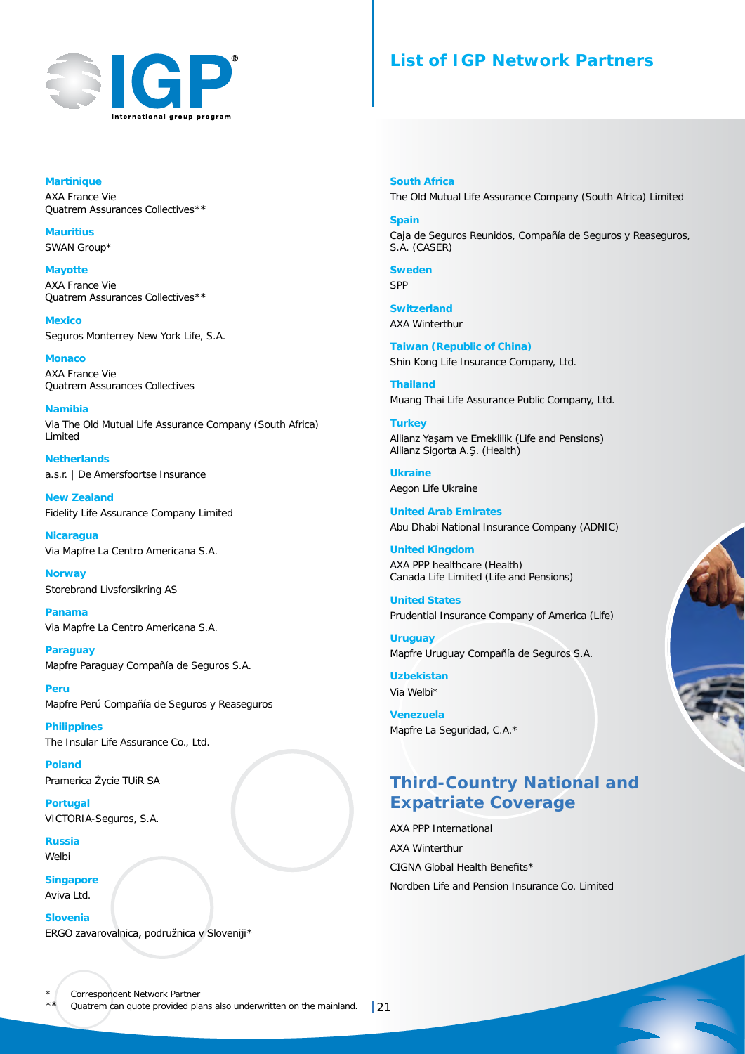# List of IGP Network Partners

**Martinique**
AXA France Vie
Quatrem Assurances Collectives**

**Mauritius**
SWAN Group*

**Mayotte**
AXA France Vie
Quatrem Assurances Collectives**

**Mexico**
Seguros Monterrey New York Life, S.A.

**Monaco**
AXA France Vie
Quatrem Assurances Collectives

**Namibia**
Via The Old Mutual Life Assurance Company (South Africa) Limited

**Netherlands**
a.s.r. | De Amersfoortse Insurance

**New Zealand**
Fidelity Life Assurance Company Limited

**Nicaragua**
Via Mapfre La Centro Americana S.A.

**Norway**
Storebrand Livsforsikring AS

**Panama**
Via Mapfre La Centro Americana S.A.

**Paraguay**
Mapfre Paraguay Compañía de Seguros S.A.

**Peru**
Mapfre Perú Compañía de Seguros y Reaseguros

**Philippines**
The Insular Life Assurance Co., Ltd.

**Poland**
Pramerica Życie TUiR SA

**Portugal**
VICTORIA-Seguros, S.A.

**Russia**
Welbi

**Singapore**
Aviva Ltd.

**Slovenia**
ERGO zavarovalnica, podružnica v Sloveniji*

**South Africa**
The Old Mutual Life Assurance Company (South Africa) Limited

**Spain**
Caja de Seguros Reunidos, Compañía de Seguros y Reaseguros, S.A. (CASER)

**Sweden**
SPP

**Switzerland**
AXA Winterthur

**Taiwan (Republic of China)**
Shin Kong Life Insurance Company, Ltd.

**Thailand**
Muang Thai Life Assurance Public Company, Ltd.

**Turkey**
Allianz Yaşam ve Emeklilik (Life and Pensions)
Allianz Sigorta A.Ş. (Health)

**Ukraine**
Aegon Life Ukraine

**United Arab Emirates**
Abu Dhabi National Insurance Company (ADNIC)

**United Kingdom**
AXA PPP healthcare (Health)
Canada Life Limited (Life and Pensions)

**United States**
Prudential Insurance Company of America (Life)

**Uruguay**
Mapfre Uruguay Compañía de Seguros S.A.

**Uzbekistan**
Via Welbi*

**Venezuela**
Mapfre La Seguridad, C.A.*

## Third-Country National and Expatriate Coverage

AXA PPP International

AXA Winterthur

CIGNA Global Health Benefits*

Nordben Life and Pension Insurance Co. Limited

\* Correspondent Network Partner
** Quatrem can quote provided plans also underwritten on the mainland.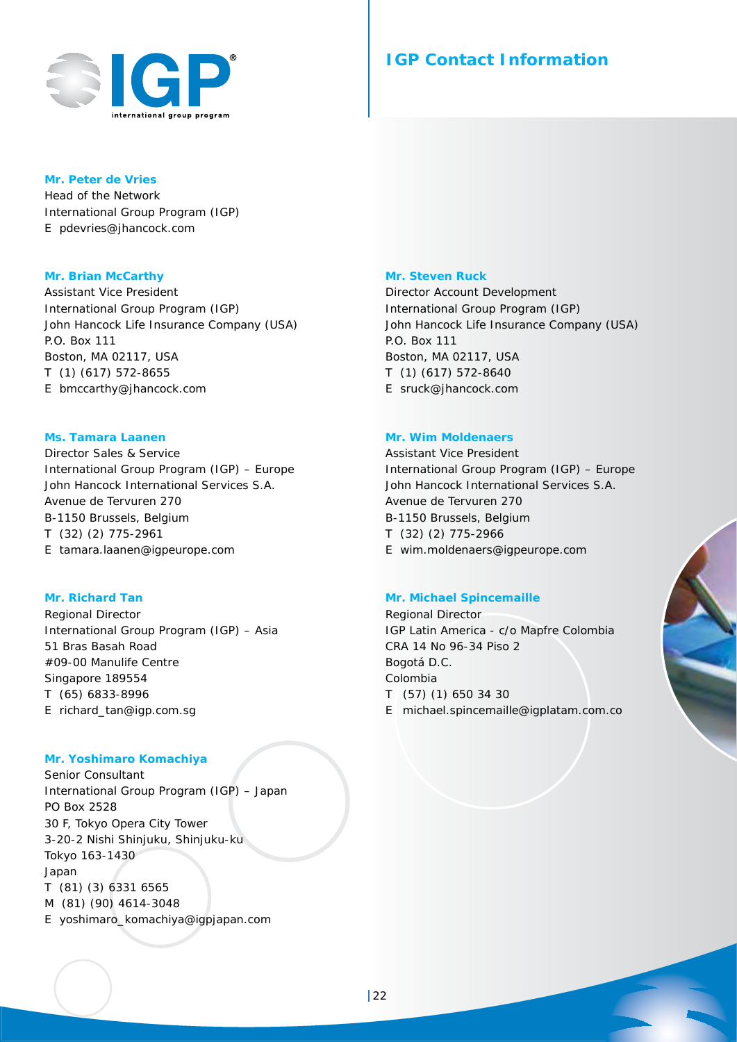# IGP Contact Information

**Mr. Peter de Vries**
Head of the Network
International Group Program (IGP)
E pdevries@jhancock.com

**Mr. Brian McCarthy**
Assistant Vice President
International Group Program (IGP)
John Hancock Life Insurance Company (USA)
P.O. Box 111
Boston, MA 02117, USA
T (1) (617) 572-8655
E bmccarthy@jhancock.com

**Mr. Steven Ruck**
Director Account Development
International Group Program (IGP)
John Hancock Life Insurance Company (USA)
P.O. Box 111
Boston, MA 02117, USA
T (1) (617) 572-8640
E sruck@jhancock.com

**Ms. Tamara Laanen**
Director Sales & Service
International Group Program (IGP) – Europe
John Hancock International Services S.A.
Avenue de Tervuren 270
B-1150 Brussels, Belgium
T (32) (2) 775-2961
E tamara.laanen@igpeurope.com

**Mr. Wim Moldenaers**
Assistant Vice President
International Group Program (IGP) – Europe
John Hancock International Services S.A.
Avenue de Tervuren 270
B-1150 Brussels, Belgium
T (32) (2) 775-2966
E wim.moldenaers@igpeurope.com

**Mr. Richard Tan**
Regional Director
International Group Program (IGP) – Asia
51 Bras Basah Road
#09-00 Manulife Centre
Singapore 189554
T (65) 6833-8996
E richard_tan@igp.com.sg

**Mr. Michael Spincemaille**
Regional Director
IGP Latin America - c/o Mapfre Colombia
CRA 14 No 96-34 Piso 2
Bogotá D.C.
Colombia
T (57) (1) 650 34 30
E michael.spincemaille@igplatam.com.co

**Mr. Yoshimaro Komachiya**
Senior Consultant
International Group Program (IGP) – Japan
PO Box 2528
30 F, Tokyo Opera City Tower
3-20-2 Nishi Shinjuku, Shinjuku-ku
Tokyo 163-1430
Japan
T (81) (3) 6331 6565
M (81) (90) 4614-3048
E yoshimaro_komachiya@igpjapan.com